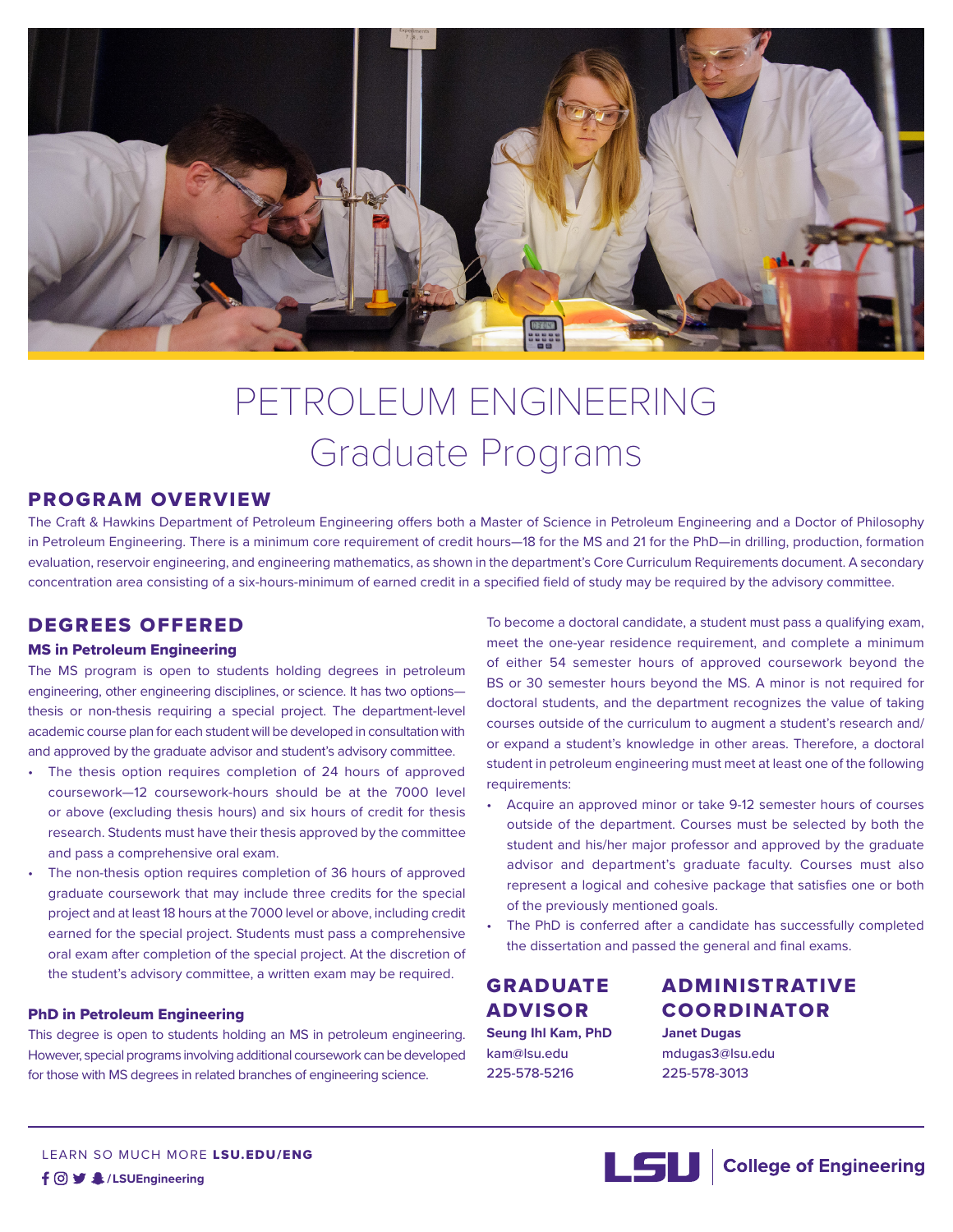# PETROLEUM ENGINEERING
# Graduate Programs

## PROGRAM OVERVIEW

The Craft & Hawkins Department of Petroleum Engineering offers both a Master of Science in Petroleum Engineering and a Doctor of Philosophy in Petroleum Engineering. There is a minimum core requirement of credit hours—18 for the MS and 21 for the PhD—in drilling, production, formation evaluation, reservoir engineering, and engineering mathematics, as shown in the department's Core Curriculum Requirements document. A secondary concentration area consisting of a six-hours-minimum of earned credit in a specified field of study may be required by the advisory committee.

## DEGREES OFFERED

### MS in Petroleum Engineering

The MS program is open to students holding degrees in petroleum engineering, other engineering disciplines, or science. It has two options—thesis or non-thesis requiring a special project. The department-level academic course plan for each student will be developed in consultation with and approved by the graduate advisor and student's advisory committee.

- The thesis option requires completion of 24 hours of approved coursework—12 coursework-hours should be at the 7000 level or above (excluding thesis hours) and six hours of credit for thesis research. Students must have their thesis approved by the committee and pass a comprehensive oral exam.
- The non-thesis option requires completion of 36 hours of approved graduate coursework that may include three credits for the special project and at least 18 hours at the 7000 level or above, including credit earned for the special project. Students must pass a comprehensive oral exam after completion of the special project. At the discretion of the student's advisory committee, a written exam may be required.

### PhD in Petroleum Engineering

This degree is open to students holding an MS in petroleum engineering. However, special programs involving additional coursework can be developed for those with MS degrees in related branches of engineering science.

To become a doctoral candidate, a student must pass a qualifying exam, meet the one-year residence requirement, and complete a minimum of either 54 semester hours of approved coursework beyond the BS or 30 semester hours beyond the MS. A minor is not required for doctoral students, and the department recognizes the value of taking courses outside of the curriculum to augment a student's research and/or expand a student's knowledge in other areas. Therefore, a doctoral student in petroleum engineering must meet at least one of the following requirements:

- Acquire an approved minor or take 9-12 semester hours of courses outside of the department. Courses must be selected by both the student and his/her major professor and approved by the graduate advisor and department's graduate faculty. Courses must also represent a logical and cohesive package that satisfies one or both of the previously mentioned goals.
- The PhD is conferred after a candidate has successfully completed the dissertation and passed the general and final exams.

## GRADUATE ADVISOR

**Seung Ihl Kam, PhD**
kam@lsu.edu
225-578-5216

## ADMINISTRATIVE COORDINATOR

**Janet Dugas**
mdugas3@lsu.edu
225-578-3013

LEARN SO MUCH MORE **LSU.EDU/ENG**

**/LSUEngineering**

LSU | College of Engineering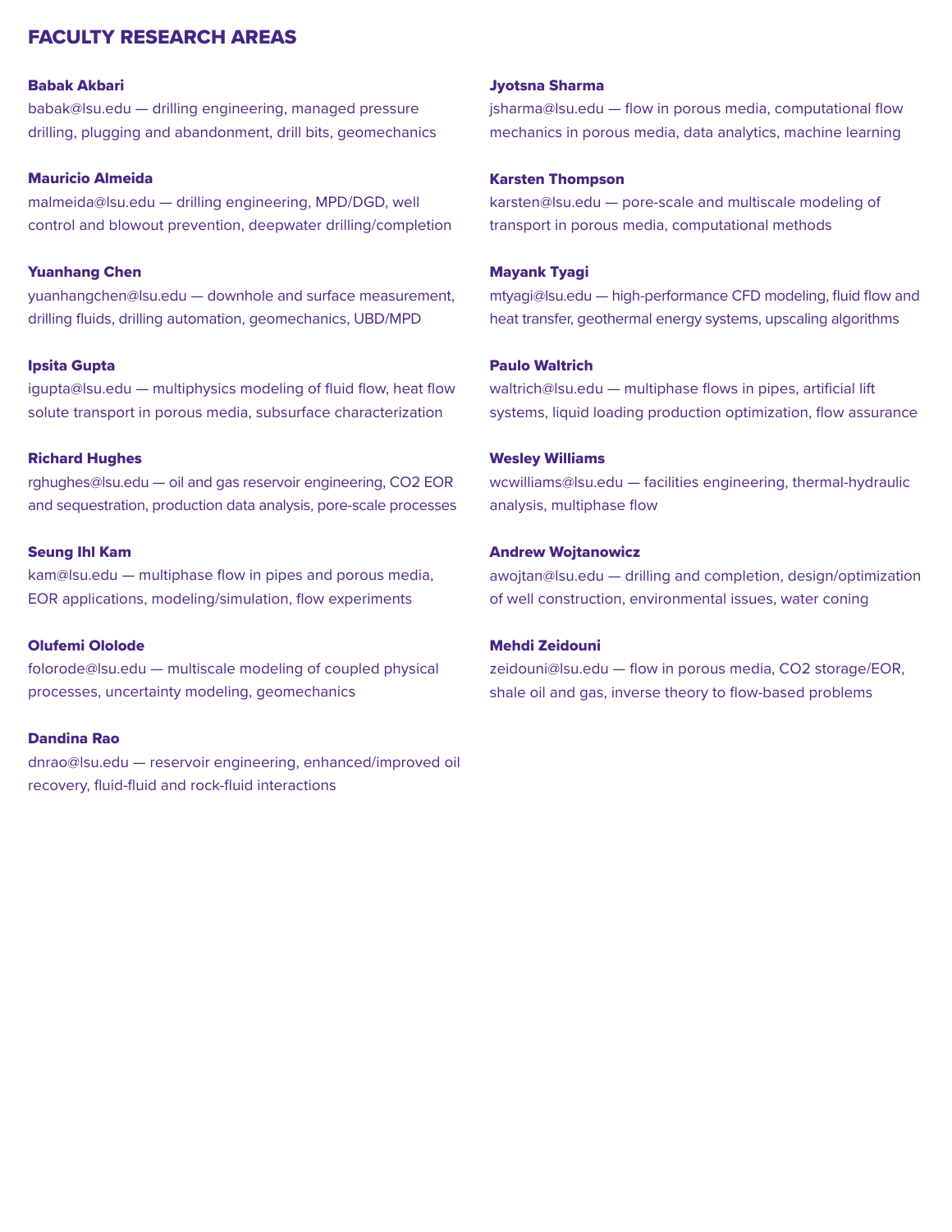# FACULTY RESEARCH AREAS

**Babak Akbari**
babak@lsu.edu — drilling engineering, managed pressure drilling, plugging and abandonment, drill bits, geomechanics

**Mauricio Almeida**
malmeida@lsu.edu — drilling engineering, MPD/DGD, well control and blowout prevention, deepwater drilling/completion

**Yuanhang Chen**
yuanhangchen@lsu.edu — downhole and surface measurement, drilling fluids, drilling automation, geomechanics, UBD/MPD

**Ipsita Gupta**
igupta@lsu.edu — multiphysics modeling of fluid flow, heat flow solute transport in porous media, subsurface characterization

**Richard Hughes**
rghughes@lsu.edu — oil and gas reservoir engineering, CO2 EOR and sequestration, production data analysis, pore-scale processes

**Seung Ihl Kam**
kam@lsu.edu — multiphase flow in pipes and porous media, EOR applications, modeling/simulation, flow experiments

**Olufemi Ololode**
folorode@lsu.edu — multiscale modeling of coupled physical processes, uncertainty modeling, geomechanics

**Dandina Rao**
dnrao@lsu.edu — reservoir engineering, enhanced/improved oil recovery, fluid-fluid and rock-fluid interactions

**Jyotsna Sharma**
jsharma@lsu.edu — flow in porous media, computational flow mechanics in porous media, data analytics, machine learning

**Karsten Thompson**
karsten@lsu.edu — pore-scale and multiscale modeling of transport in porous media, computational methods

**Mayank Tyagi**
mtyagi@lsu.edu — high-performance CFD modeling, fluid flow and heat transfer, geothermal energy systems, upscaling algorithms

**Paulo Waltrich**
waltrich@lsu.edu — multiphase flows in pipes, artificial lift systems, liquid loading production optimization, flow assurance

**Wesley Williams**
wcwilliams@lsu.edu — facilities engineering, thermal-hydraulic analysis, multiphase flow

**Andrew Wojtanowicz**
awojtan@lsu.edu — drilling and completion, design/optimization of well construction, environmental issues, water coning

**Mehdi Zeidouni**
zeidouni@lsu.edu — flow in porous media, CO2 storage/EOR, shale oil and gas, inverse theory to flow-based problems